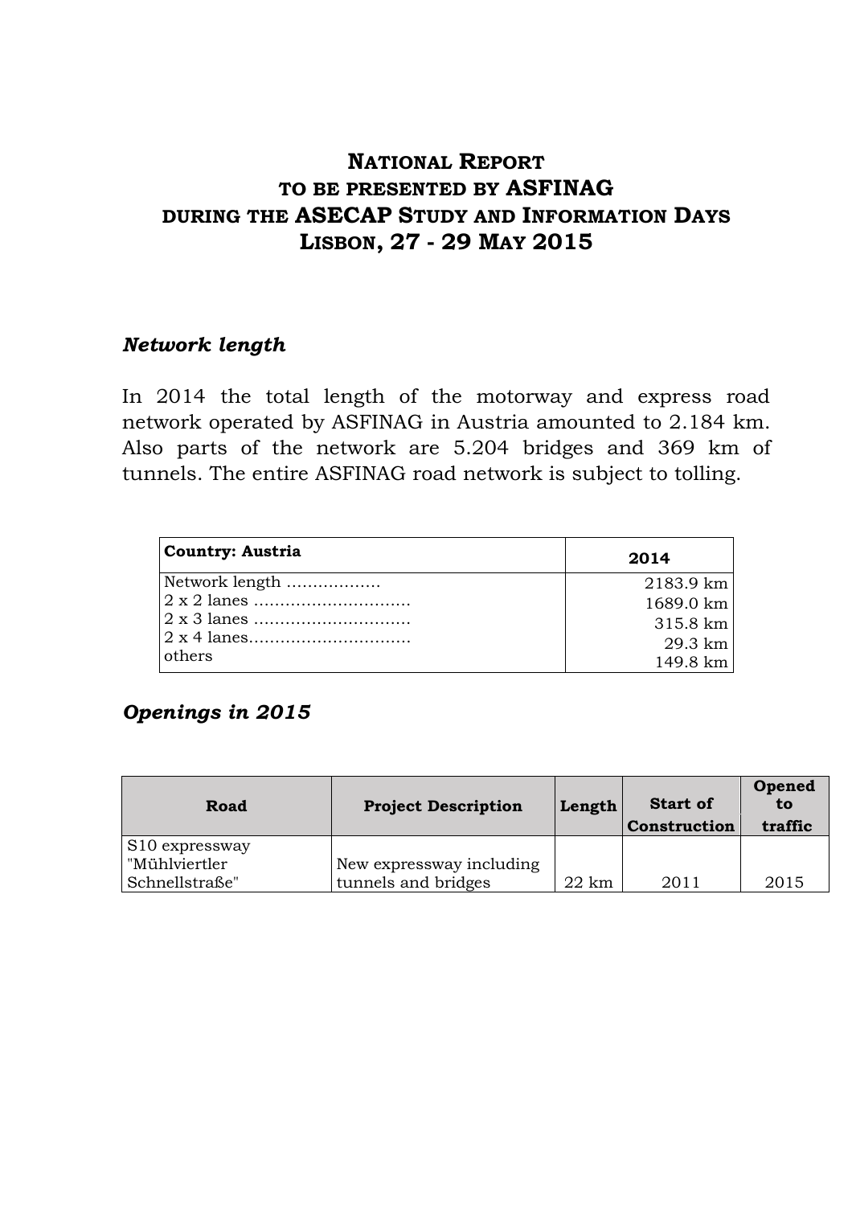# NATIONAL REPORT TO BE PRESENTED BY ASFINAG DURING THE ASECAP STUDY AND INFORMATION DAYS LISBON, 27 - 29 MAY 2015

## *Network length*

In 2014 the total length of the motorway and express road network operated by ASFINAG in Austria amounted to 2.184 km. Also parts of the network are 5.204 bridges and 369 km of tunnels. The entire ASFINAG road network is subject to tolling.

| Country: Austria | 2014 |
|---|---|
| Network length ……………… | 2183.9 km |
| 2 x 2 lanes ………………………… | 1689.0 km |
| 2 x 3 lanes ………………………… | 315.8 km |
| 2 x 4 lanes…………………………. | 29.3 km |
| others | 149.8 km |

## *Openings in 2015*

| Road | Project Description | Length | Start of Construction | Opened to traffic |
|---|---|---|---|---|
| S10 expressway "Mühlviertler Schnellstraße" | New expressway including tunnels and bridges | 22 km | 2011 | 2015 |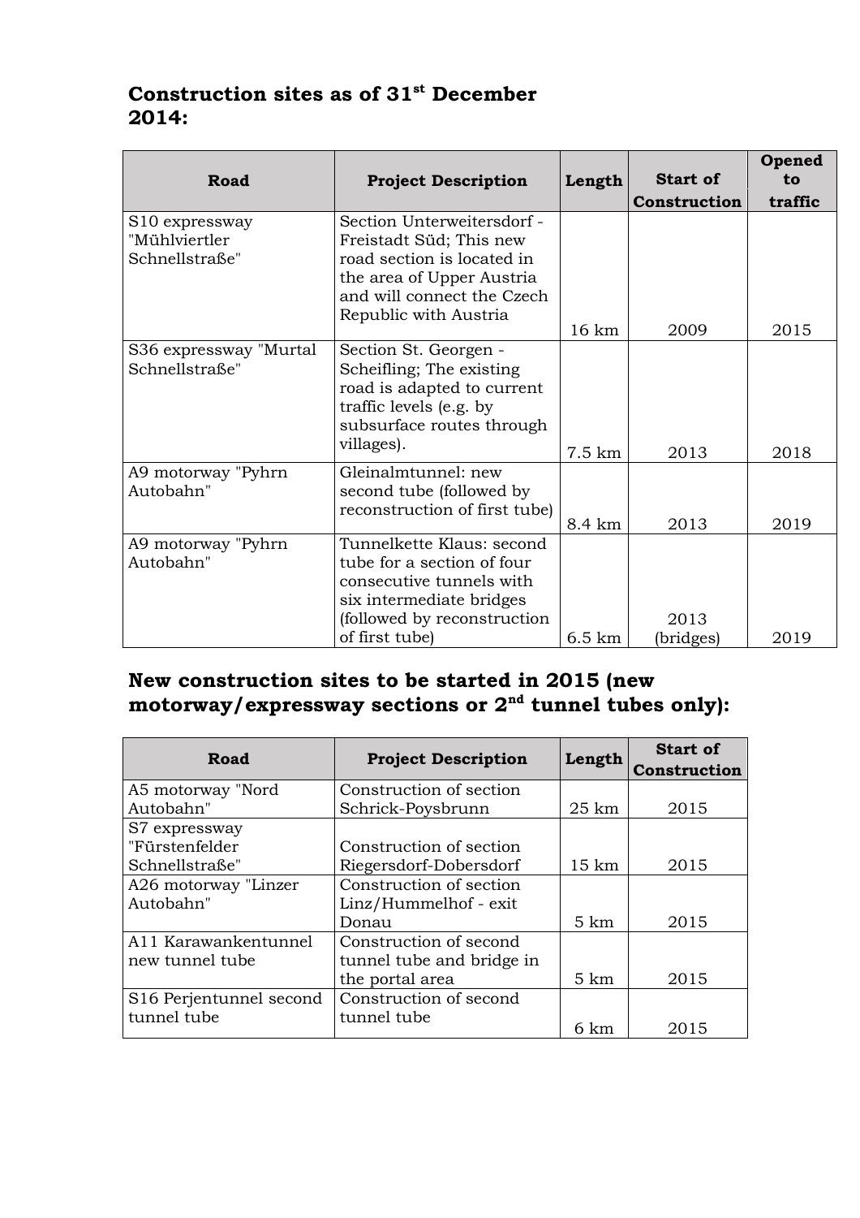## Construction sites as of 31st December 2014:

| Road | Project Description | Length | Start of Construction | Opened to traffic |
|---|---|---|---|---|
| S10 expressway "Mühlviertler Schnellstraße" | Section Unterweitersdorf - Freistadt Süd; This new road section is located in the area of Upper Austria and will connect the Czech Republic with Austria | 16 km | 2009 | 2015 |
| S36 expressway "Murtal Schnellstraße" | Section St. Georgen - Scheifling; The existing road is adapted to current traffic levels (e.g. by subsurface routes through villages). | 7.5 km | 2013 | 2018 |
| A9 motorway "Pyhrn Autobahn" | Gleinalmtunnel: new second tube (followed by reconstruction of first tube) | 8.4 km | 2013 | 2019 |
| A9 motorway "Pyhrn Autobahn" | Tunnelkette Klaus: second tube for a section of four consecutive tunnels with six intermediate bridges (followed by reconstruction of first tube) | 6.5 km | 2013 (bridges) | 2019 |

## New construction sites to be started in 2015 (new motorway/expressway sections or 2nd tunnel tubes only):

| Road | Project Description | Length | Start of Construction |
|---|---|---|---|
| A5 motorway "Nord Autobahn" | Construction of section Schrick-Poysbrunn | 25 km | 2015 |
| S7 expressway "Fürstenfelder Schnellstraße" | Construction of section Riegersdorf-Dobersdorf | 15 km | 2015 |
| A26 motorway "Linzer Autobahn" | Construction of section Linz/Hummelhof - exit Donau | 5 km | 2015 |
| A11 Karawankentunnel new tunnel tube | Construction of second tunnel tube and bridge in the portal area | 5 km | 2015 |
| S16 Perjentunnel second tunnel tube | Construction of second tunnel tube | 6 km | 2015 |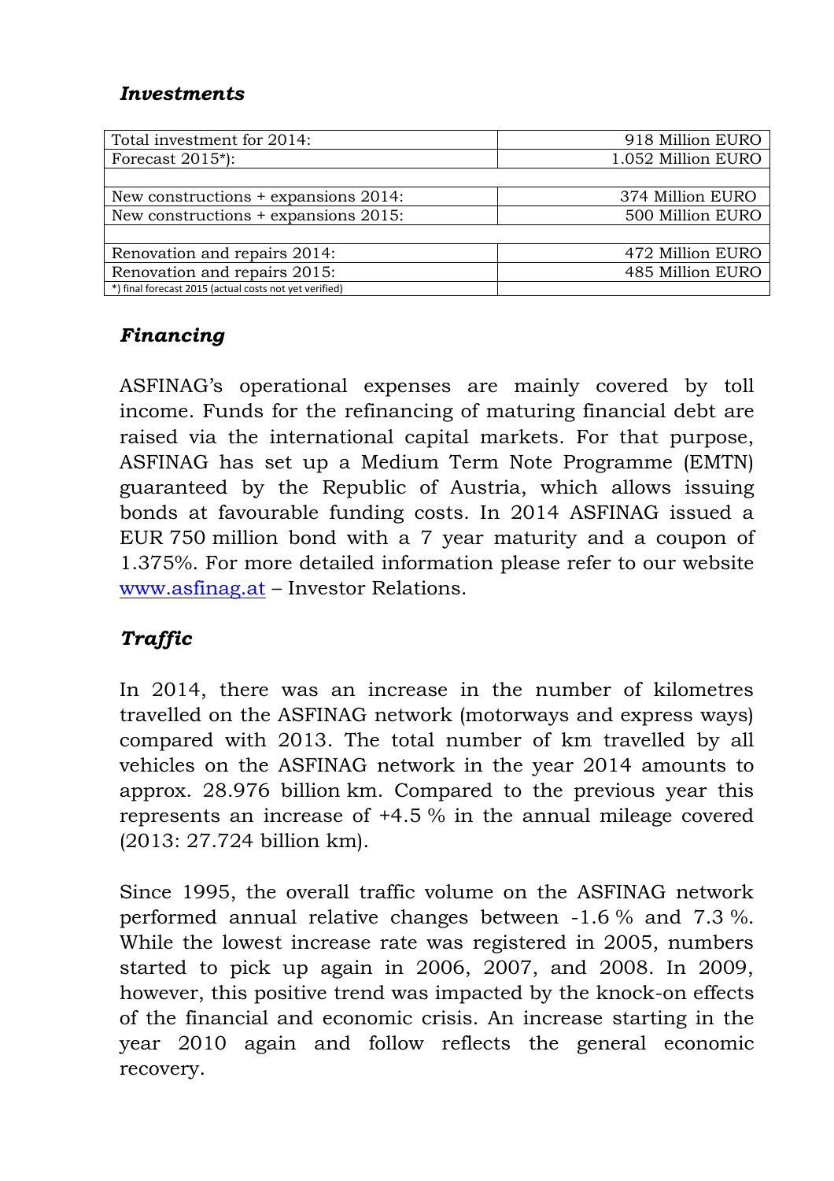### *Investments*

| | |
|---|---|
| Total investment for 2014: | 918 Million EURO |
| Forecast 2015*): | 1.052 Million EURO |
| | |
| New constructions + expansions 2014: | 374 Million EURO |
| New constructions + expansions 2015: | 500 Million EURO |
| | |
| Renovation and repairs 2014: | 472 Million EURO |
| Renovation and repairs 2015: | 485 Million EURO |
| *) final forecast 2015 (actual costs not yet verified) | |

### *Financing*

ASFINAG's operational expenses are mainly covered by toll income. Funds for the refinancing of maturing financial debt are raised via the international capital markets. For that purpose, ASFINAG has set up a Medium Term Note Programme (EMTN) guaranteed by the Republic of Austria, which allows issuing bonds at favourable funding costs. In 2014 ASFINAG issued a EUR 750 million bond with a 7 year maturity and a coupon of 1.375%. For more detailed information please refer to our website [www.asfinag.at](http://www.asfinag.at) – Investor Relations.

### *Traffic*

In 2014, there was an increase in the number of kilometres travelled on the ASFINAG network (motorways and express ways) compared with 2013. The total number of km travelled by all vehicles on the ASFINAG network in the year 2014 amounts to approx. 28.976 billion km. Compared to the previous year this represents an increase of +4.5 % in the annual mileage covered (2013: 27.724 billion km).

Since 1995, the overall traffic volume on the ASFINAG network performed annual relative changes between -1.6 % and 7.3 %. While the lowest increase rate was registered in 2005, numbers started to pick up again in 2006, 2007, and 2008. In 2009, however, this positive trend was impacted by the knock-on effects of the financial and economic crisis. An increase starting in the year 2010 again and follow reflects the general economic recovery.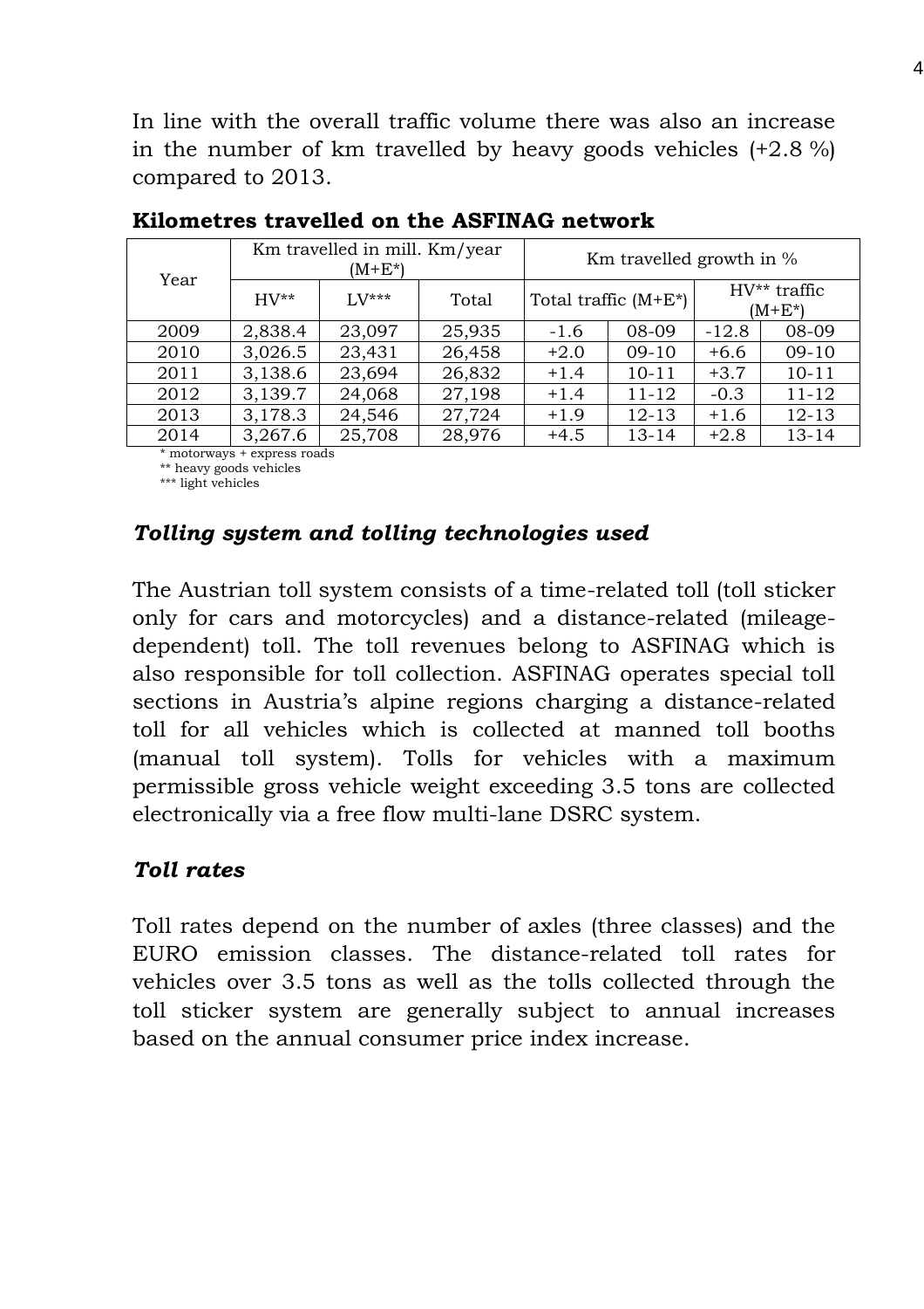In line with the overall traffic volume there was also an increase in the number of km travelled by heavy goods vehicles (+2.8 %) compared to 2013.

**Kilometres travelled on the ASFINAG network**

| Year | Km travelled in mill. Km/year (M+E*) | | | Km travelled growth in % | | | |
|---|---|---|---|---|---|---|---|
| | HV** | LV*** | Total | Total traffic (M+E*) | | HV** traffic (M+E*) | |
| 2009 | 2,838.4 | 23,097 | 25,935 | -1.6 | 08-09 | -12.8 | 08-09 |
| 2010 | 3,026.5 | 23,431 | 26,458 | +2.0 | 09-10 | +6.6 | 09-10 |
| 2011 | 3,138.6 | 23,694 | 26,832 | +1.4 | 10-11 | +3.7 | 10-11 |
| 2012 | 3,139.7 | 24,068 | 27,198 | +1.4 | 11-12 | -0.3 | 11-12 |
| 2013 | 3,178.3 | 24,546 | 27,724 | +1.9 | 12-13 | +1.6 | 12-13 |
| 2014 | 3,267.6 | 25,708 | 28,976 | +4.5 | 13-14 | +2.8 | 13-14 |

\* motorways + express roads
** heavy goods vehicles
*** light vehicles

### *Tolling system and tolling technologies used*

The Austrian toll system consists of a time-related toll (toll sticker only for cars and motorcycles) and a distance-related (mileage-dependent) toll. The toll revenues belong to ASFINAG which is also responsible for toll collection. ASFINAG operates special toll sections in Austria's alpine regions charging a distance-related toll for all vehicles which is collected at manned toll booths (manual toll system). Tolls for vehicles with a maximum permissible gross vehicle weight exceeding 3.5 tons are collected electronically via a free flow multi-lane DSRC system.

### *Toll rates*

Toll rates depend on the number of axles (three classes) and the EURO emission classes. The distance-related toll rates for vehicles over 3.5 tons as well as the tolls collected through the toll sticker system are generally subject to annual increases based on the annual consumer price index increase.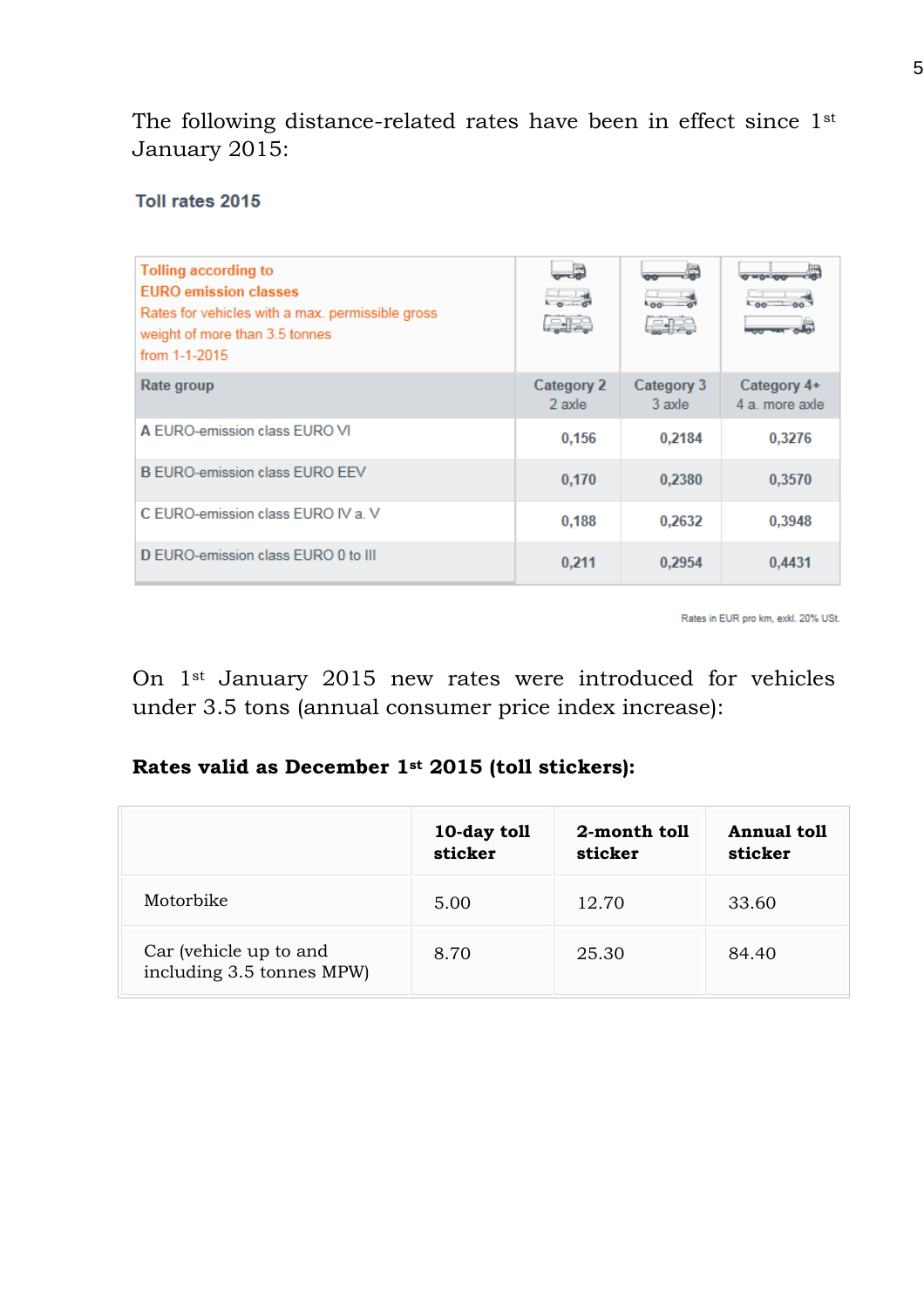The following distance-related rates have been in effect since 1st January 2015:

**Toll rates 2015**

| Tolling according to EURO emission classes<br>Rates for vehicles with a max. permissible gross weight of more than 3.5 tonnes<br>from 1-1-2015 | | | |
|---|---|---|---|
| **Rate group** | **Category 2**<br>2 axle | **Category 3**<br>3 axle | **Category 4+**<br>4 a. more axle |
| **A** EURO-emission class EURO VI | 0,156 | 0,2184 | 0,3276 |
| **B** EURO-emission class EURO EEV | 0,170 | 0,2380 | 0,3570 |
| **C** EURO-emission class EURO IV a. V | 0,188 | 0,2632 | 0,3948 |
| **D** EURO-emission class EURO 0 to III | 0,211 | 0,2954 | 0,4431 |

Rates in EUR pro km, exkl. 20% USt.

On 1st January 2015 new rates were introduced for vehicles under 3.5 tons (annual consumer price index increase):

**Rates valid as December 1st 2015 (toll stickers):**

| | **10-day toll sticker** | **2-month toll sticker** | **Annual toll sticker** |
|---|---|---|---|
| Motorbike | 5.00 | 12.70 | 33.60 |
| Car (vehicle up to and including 3.5 tonnes MPW) | 8.70 | 25.30 | 84.40 |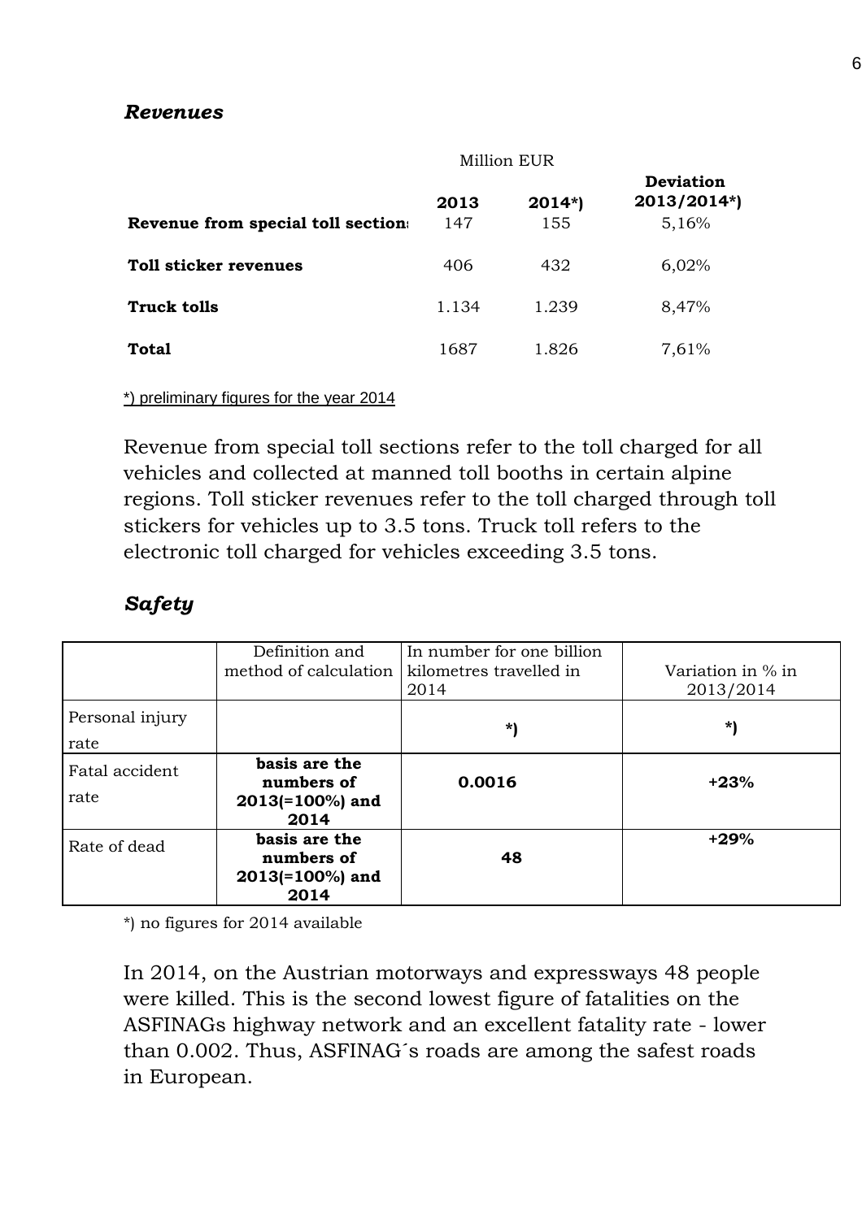***Revenues***

| | Million EUR | | |
|---|---|---|---|
| | **2013** | **2014*)** | **Deviation 2013/2014*)** |
| **Revenue from special toll sections** | 147 | 155 | 5,16% |
| **Toll sticker revenues** | 406 | 432 | 6,02% |
| **Truck tolls** | 1.134 | 1.239 | 8,47% |
| **Total** | 1687 | 1.826 | 7,61% |

*) preliminary figures for the year 2014

Revenue from special toll sections refer to the toll charged for all vehicles and collected at manned toll booths in certain alpine regions. Toll sticker revenues refer to the toll charged through toll stickers for vehicles up to 3.5 tons. Truck toll refers to the electronic toll charged for vehicles exceeding 3.5 tons.

***Safety***

| | Definition and method of calculation | In number for one billion kilometres travelled in 2014 | Variation in % in 2013/2014 |
|---|---|---|---|
| Personal injury rate | | **\*)** | **\*)** |
| Fatal accident rate | **basis are the numbers of 2013(=100%) and 2014** | **0.0016** | **+23%** |
| Rate of dead | **basis are the numbers of 2013(=100%) and 2014** | **48** | **+29%** |

*) no figures for 2014 available

In 2014, on the Austrian motorways and expressways 48 people were killed. This is the second lowest figure of fatalities on the ASFINAGs highway network and an excellent fatality rate - lower than 0.002. Thus, ASFINAG´s roads are among the safest roads in European.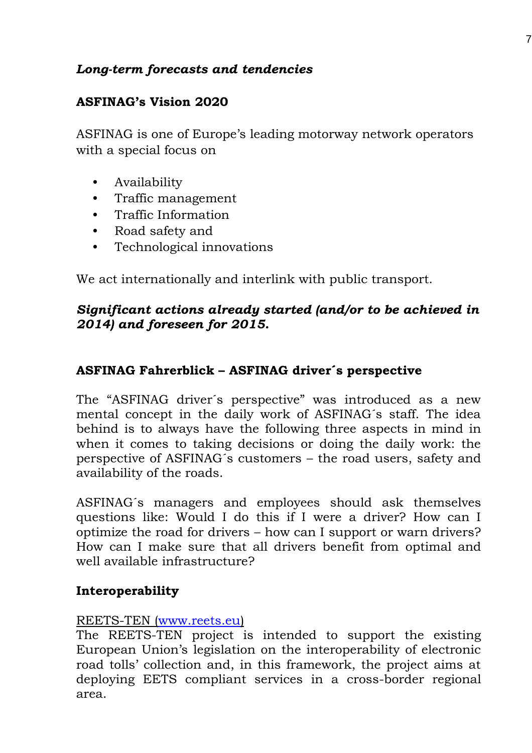***Long-term forecasts and tendencies***

**ASFINAG's Vision 2020**

ASFINAG is one of Europe's leading motorway network operators with a special focus on

- Availability
- Traffic management
- Traffic Information
- Road safety and
- Technological innovations

We act internationally and interlink with public transport.

***Significant actions already started (and/or to be achieved in 2014) and foreseen for 2015.***

**ASFINAG Fahrerblick – ASFINAG driver´s perspective**

The "ASFINAG driver´s perspective" was introduced as a new mental concept in the daily work of ASFINAG´s staff. The idea behind is to always have the following three aspects in mind in when it comes to taking decisions or doing the daily work: the perspective of ASFINAG´s customers – the road users, safety and availability of the roads.

ASFINAG´s managers and employees should ask themselves questions like: Would I do this if I were a driver? How can I optimize the road for drivers – how can I support or warn drivers? How can I make sure that all drivers benefit from optimal and well available infrastructure?

**Interoperability**

REETS-TEN (www.reets.eu)

The REETS-TEN project is intended to support the existing European Union's legislation on the interoperability of electronic road tolls' collection and, in this framework, the project aims at deploying EETS compliant services in a cross-border regional area.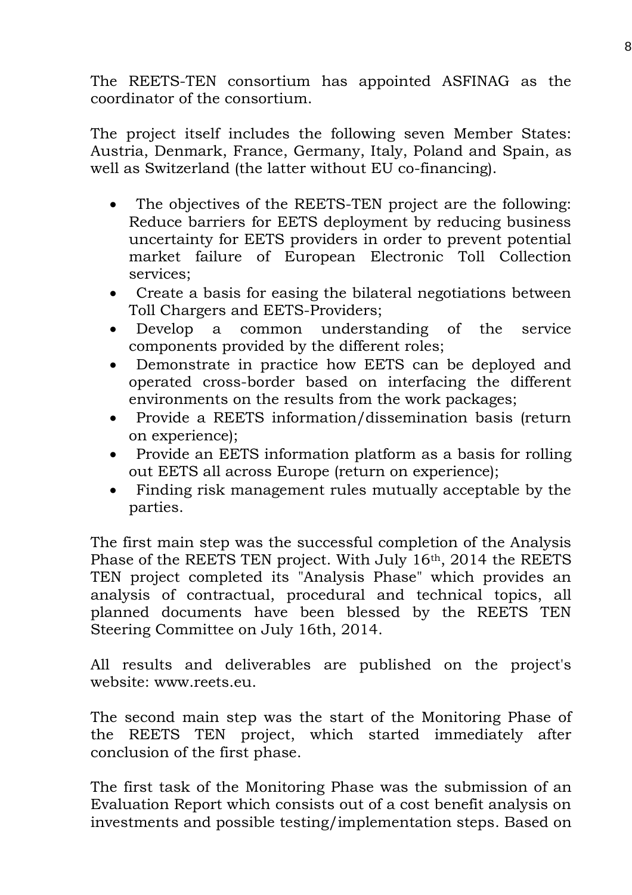The REETS-TEN consortium has appointed ASFINAG as the coordinator of the consortium.

The project itself includes the following seven Member States: Austria, Denmark, France, Germany, Italy, Poland and Spain, as well as Switzerland (the latter without EU co-financing).

- The objectives of the REETS-TEN project are the following: Reduce barriers for EETS deployment by reducing business uncertainty for EETS providers in order to prevent potential market failure of European Electronic Toll Collection services;
- Create a basis for easing the bilateral negotiations between Toll Chargers and EETS-Providers;
- Develop a common understanding of the service components provided by the different roles;
- Demonstrate in practice how EETS can be deployed and operated cross-border based on interfacing the different environments on the results from the work packages;
- Provide a REETS information/dissemination basis (return on experience);
- Provide an EETS information platform as a basis for rolling out EETS all across Europe (return on experience);
- Finding risk management rules mutually acceptable by the parties.

The first main step was the successful completion of the Analysis Phase of the REETS TEN project. With July 16th, 2014 the REETS TEN project completed its "Analysis Phase" which provides an analysis of contractual, procedural and technical topics, all planned documents have been blessed by the REETS TEN Steering Committee on July 16th, 2014.

All results and deliverables are published on the project's website: www.reets.eu.

The second main step was the start of the Monitoring Phase of the REETS TEN project, which started immediately after conclusion of the first phase.

The first task of the Monitoring Phase was the submission of an Evaluation Report which consists out of a cost benefit analysis on investments and possible testing/implementation steps. Based on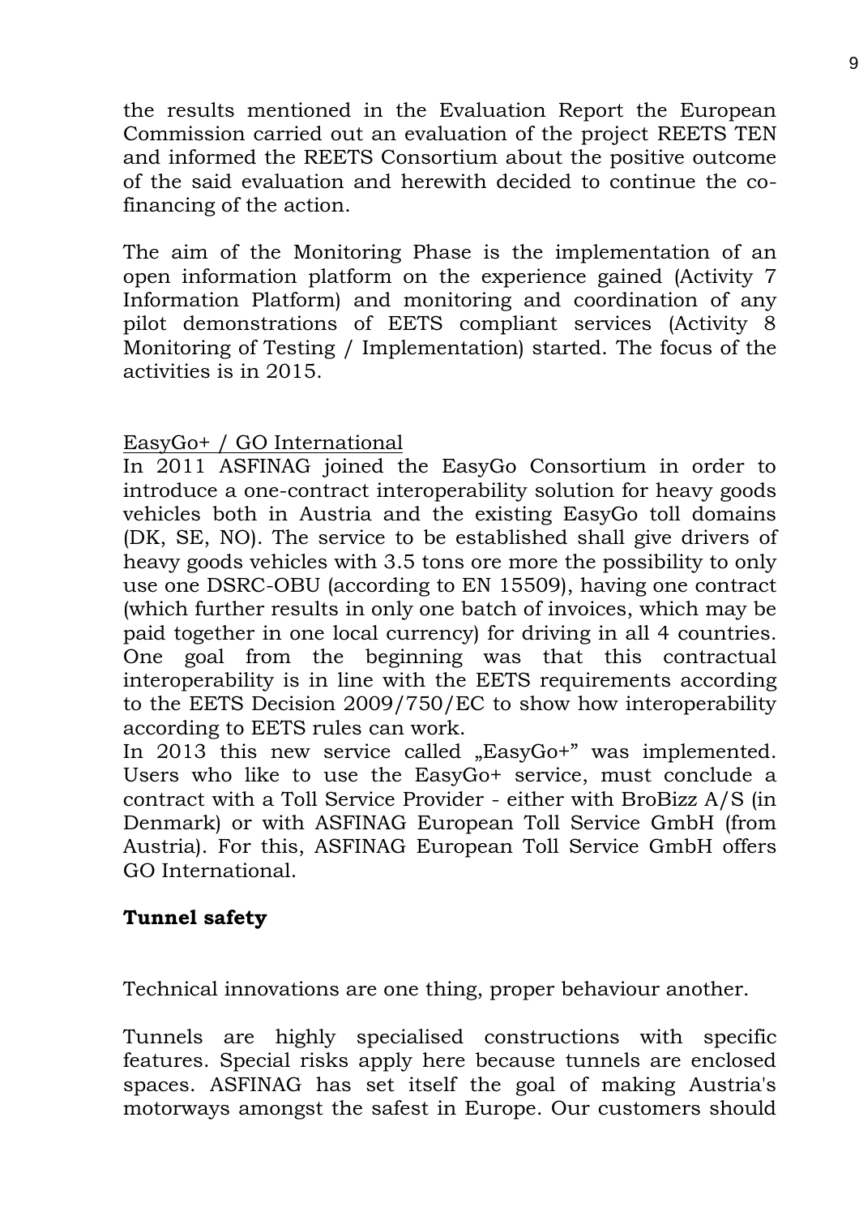the results mentioned in the Evaluation Report the European Commission carried out an evaluation of the project REETS TEN and informed the REETS Consortium about the positive outcome of the said evaluation and herewith decided to continue the co-financing of the action.

The aim of the Monitoring Phase is the implementation of an open information platform on the experience gained (Activity 7 Information Platform) and monitoring and coordination of any pilot demonstrations of EETS compliant services (Activity 8 Monitoring of Testing / Implementation) started. The focus of the activities is in 2015.

EasyGo+ / GO International

In 2011 ASFINAG joined the EasyGo Consortium in order to introduce a one-contract interoperability solution for heavy goods vehicles both in Austria and the existing EasyGo toll domains (DK, SE, NO). The service to be established shall give drivers of heavy goods vehicles with 3.5 tons ore more the possibility to only use one DSRC-OBU (according to EN 15509), having one contract (which further results in only one batch of invoices, which may be paid together in one local currency) for driving in all 4 countries. One goal from the beginning was that this contractual interoperability is in line with the EETS requirements according to the EETS Decision 2009/750/EC to show how interoperability according to EETS rules can work.

In 2013 this new service called „EasyGo+" was implemented. Users who like to use the EasyGo+ service, must conclude a contract with a Toll Service Provider - either with BroBizz A/S (in Denmark) or with ASFINAG European Toll Service GmbH (from Austria). For this, ASFINAG European Toll Service GmbH offers GO International.

**Tunnel safety**

Technical innovations are one thing, proper behaviour another.

Tunnels are highly specialised constructions with specific features. Special risks apply here because tunnels are enclosed spaces. ASFINAG has set itself the goal of making Austria's motorways amongst the safest in Europe. Our customers should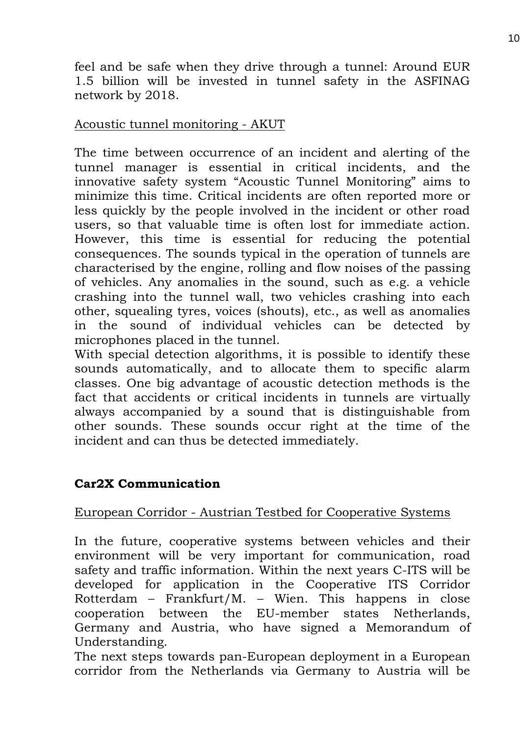feel and be safe when they drive through a tunnel: Around EUR 1.5 billion will be invested in tunnel safety in the ASFINAG network by 2018.

Acoustic tunnel monitoring - AKUT

The time between occurrence of an incident and alerting of the tunnel manager is essential in critical incidents, and the innovative safety system "Acoustic Tunnel Monitoring" aims to minimize this time. Critical incidents are often reported more or less quickly by the people involved in the incident or other road users, so that valuable time is often lost for immediate action. However, this time is essential for reducing the potential consequences. The sounds typical in the operation of tunnels are characterised by the engine, rolling and flow noises of the passing of vehicles. Any anomalies in the sound, such as e.g. a vehicle crashing into the tunnel wall, two vehicles crashing into each other, squealing tyres, voices (shouts), etc., as well as anomalies in the sound of individual vehicles can be detected by microphones placed in the tunnel.
With special detection algorithms, it is possible to identify these sounds automatically, and to allocate them to specific alarm classes. One big advantage of acoustic detection methods is the fact that accidents or critical incidents in tunnels are virtually always accompanied by a sound that is distinguishable from other sounds. These sounds occur right at the time of the incident and can thus be detected immediately.

**Car2X Communication**

European Corridor - Austrian Testbed for Cooperative Systems

In the future, cooperative systems between vehicles and their environment will be very important for communication, road safety and traffic information. Within the next years C-ITS will be developed for application in the Cooperative ITS Corridor Rotterdam – Frankfurt/M. – Wien. This happens in close cooperation between the EU-member states Netherlands, Germany and Austria, who have signed a Memorandum of Understanding.
The next steps towards pan-European deployment in a European corridor from the Netherlands via Germany to Austria will be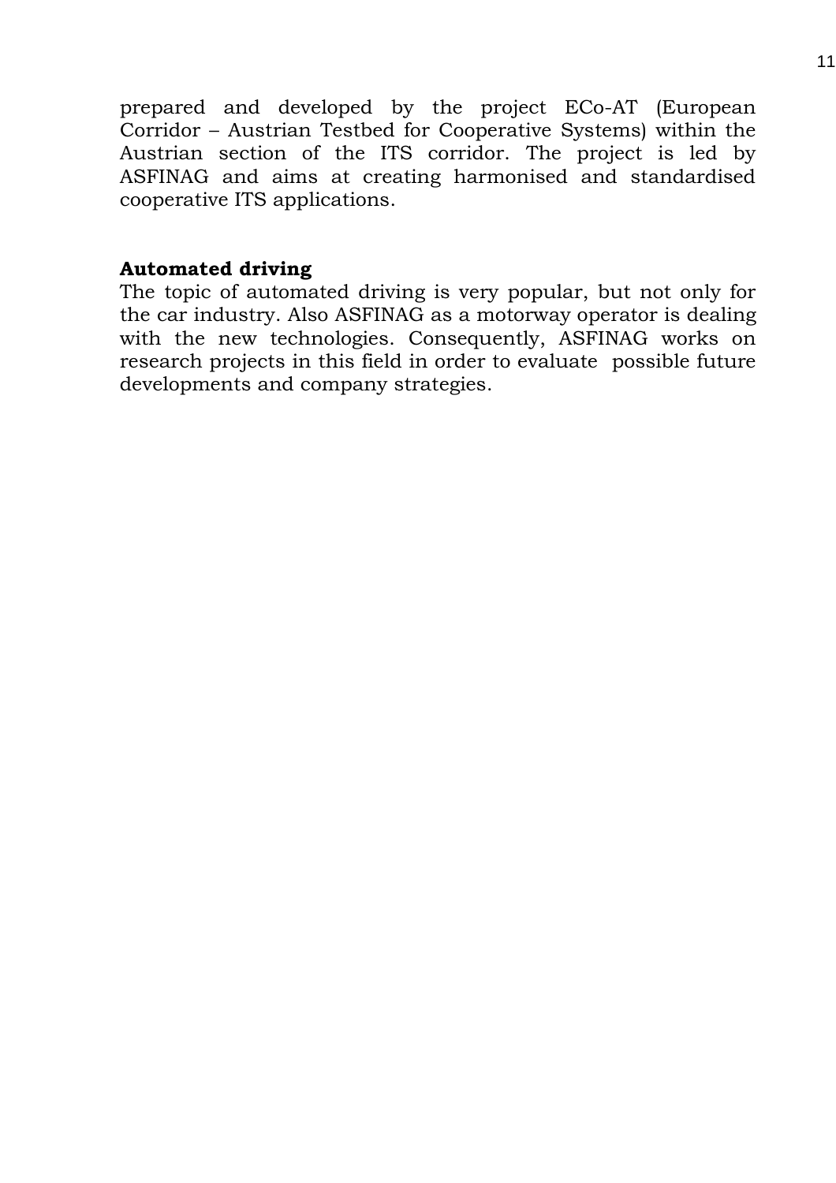prepared and developed by the project ECo-AT (European Corridor – Austrian Testbed for Cooperative Systems) within the Austrian section of the ITS corridor. The project is led by ASFINAG and aims at creating harmonised and standardised cooperative ITS applications.

**Automated driving**

The topic of automated driving is very popular, but not only for the car industry. Also ASFINAG as a motorway operator is dealing with the new technologies. Consequently, ASFINAG works on research projects in this field in order to evaluate possible future developments and company strategies.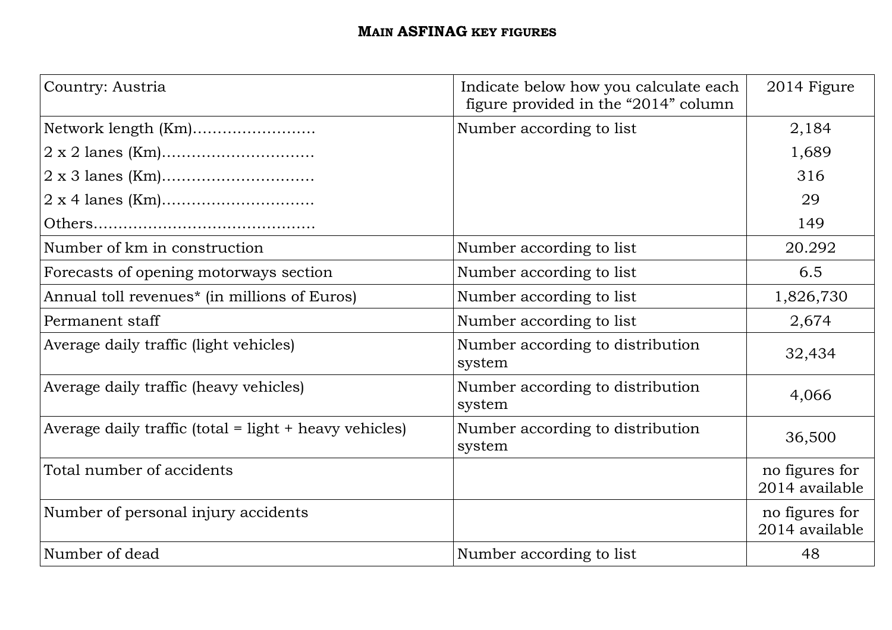## Main ASFINAG key figures

| Country: Austria | Indicate below how you calculate each figure provided in the "2014" column | 2014 Figure |
|---|---|---|
| Network length (Km)……………………. | Number according to list | 2,184 |
| 2 x 2 lanes (Km)………………………… | | 1,689 |
| 2 x 3 lanes (Km)………………………… | | 316 |
| 2 x 4 lanes (Km)………………………… | | 29 |
| Others……………………………………… | | 149 |
| Number of km in construction | Number according to list | 20.292 |
| Forecasts of opening motorways section | Number according to list | 6.5 |
| Annual toll revenues* (in millions of Euros) | Number according to list | 1,826,730 |
| Permanent staff | Number according to list | 2,674 |
| Average daily traffic (light vehicles) | Number according to distribution system | 32,434 |
| Average daily traffic (heavy vehicles) | Number according to distribution system | 4,066 |
| Average daily traffic (total = light + heavy vehicles) | Number according to distribution system | 36,500 |
| Total number of accidents | | no figures for 2014 available |
| Number of personal injury accidents | | no figures for 2014 available |
| Number of dead | Number according to list | 48 |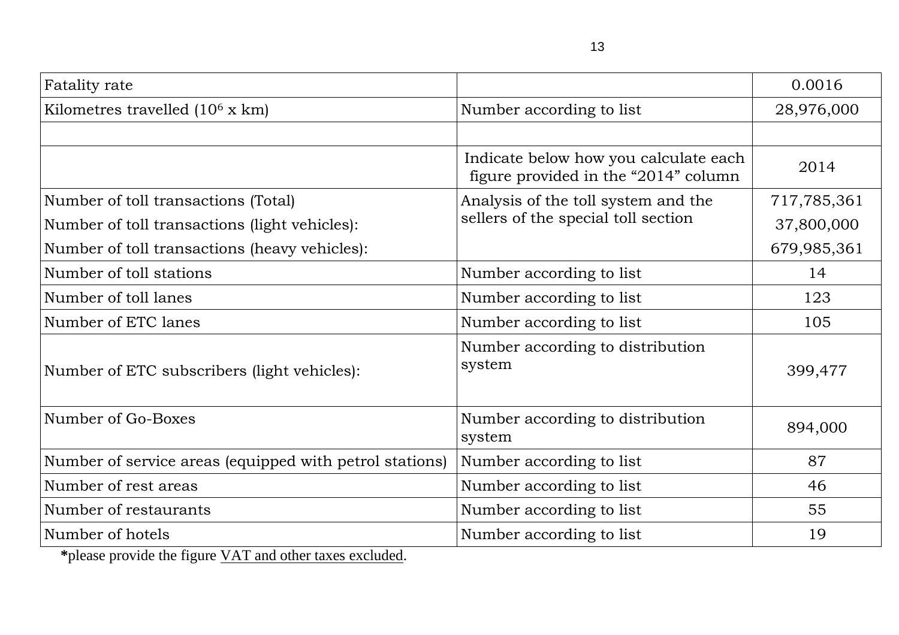| | | |
|---|---|---|
| Fatality rate | | 0.0016 |
| Kilometres travelled ($10^6$ x km) | Number according to list | 28,976,000 |
| | | |
| | Indicate below how you calculate each figure provided in the "2014" column | 2014 |
| Number of toll transactions (Total)<br>Number of toll transactions (light vehicles):<br>Number of toll transactions (heavy vehicles): | Analysis of the toll system and the sellers of the special toll section | 717,785,361<br>37,800,000<br>679,985,361 |
| Number of toll stations | Number according to list | 14 |
| Number of toll lanes | Number according to list | 123 |
| Number of ETC lanes | Number according to list | 105 |
| Number of ETC subscribers (light vehicles): | Number according to distribution system | 399,477 |
| Number of Go-Boxes | Number according to distribution system | 894,000 |
| Number of service areas (equipped with petrol stations) | Number according to list | 87 |
| Number of rest areas | Number according to list | 46 |
| Number of restaurants | Number according to list | 55 |
| Number of hotels | Number according to list | 19 |

**\***please provide the figure VAT and other taxes excluded.